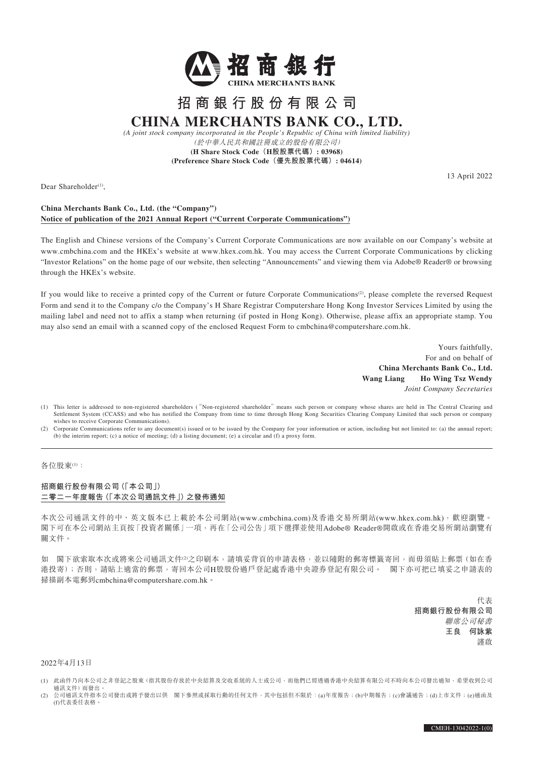# 招商銀行股份有限公司

# CHINA MERCHANTS BANK CO., LTD.

*(A joint stock company incorporated in the People's Republic of China with limited liability)*

*（於中華人民共和國註冊成立的股份有限公司）*

**(H Share Stock Code（H股股票代碼）: 03968)**

**(Preference Share Stock Code（優先股股票代碼）: 04614)**

13 April 2022

Dear Shareholder[1],

**China Merchants Bank Co., Ltd. (the "Company")**

**Notice of publication of the 2021 Annual Report ("Current Corporate Communications")**

The English and Chinese versions of the Company's Current Corporate Communications are now available on our Company's website at www.cmbchina.com and the HKEx's website at www.hkex.com.hk. You may access the Current Corporate Communications by clicking "Investor Relations" on the home page of our website, then selecting "Announcements" and viewing them via Adobe® Reader® or browsing through the HKEx's website.

If you would like to receive a printed copy of the Current or future Corporate Communications[2], please complete the reversed Request Form and send it to the Company c/o the Company's H Share Registrar Computershare Hong Kong Investor Services Limited by using the mailing label and need not to affix a stamp when returning (if posted in Hong Kong). Otherwise, please affix an appropriate stamp. You may also send an email with a scanned copy of the enclosed Request Form to cmbchina@computershare.com.hk.

Yours faithfully,
For and on behalf of
**China Merchants Bank Co., Ltd.**
**Wang Liang Ho Wing Tsz Wendy**
*Joint Company Secretaries*

(1) This letter is addressed to non-registered shareholders ("Non-registered shareholder" means such person or company whose shares are held in The Central Clearing and Settlement System (CCASS) and who has notified the Company from time to time through Hong Kong Securities Clearing Company Limited that such person or company wishes to receive Corporate Communications).

(2) Corporate Communications refer to any document(s) issued or to be issued by the Company for your information or action, including but not limited to: (a) the annual report; (b) the interim report; (c) a notice of meeting; (d) a listing document; (e) a circular and (f) a proxy form.

---

各位股東[1]：

**招商銀行股份有限公司（「本公司」）**

**二零二一年度報告（「本次公司通訊文件」）之發佈通知**

本次公司通訊文件的中、英文版本已上載於本公司網站(www.cmbchina.com)及香港交易所網站(www.hkex.com.hk)，歡迎瀏覽。閣下可在本公司網站主頁按「投資者關係」一項，再在「公司公告」項下選擇並使用Adobe® Reader®開啟或在香港交易所網站瀏覽有關文件。

如 閣下欲索取本次或將來公司通訊文件[2]之印刷本，請填妥背頁的申請表格，並以隨附的郵寄標籤寄回，而毋須貼上郵票（如在香港投寄）；否則，請貼上適當的郵票，寄回本公司H股股份過戶登記處香港中央證券登記有限公司。 閣下亦可把已填妥之申請表的掃描副本電郵到cmbchina@computershare.com.hk。

代表
**招商銀行股份有限公司**
*聯席公司秘書*
**王良 何詠紫**
謹啟

2022年4月13日

(1) 此函件乃向本公司之非登記之股東（指其股份存放於中央結算及交收系統的人士或公司，而他們已經透過香港中央結算有限公司不時向本公司發出通知，希望收到公司通訊文件）而發出。

(2) 公司通訊文件指本公司發出或將予發出以供 閣下參照或採取行動的任何文件，其中包括但不限於：(a)年度報告；(b)中期報告；(c)會議通告；(d)上市文件；(e)通函及(f)代表委任表格。

CMEH-13042022-1(0)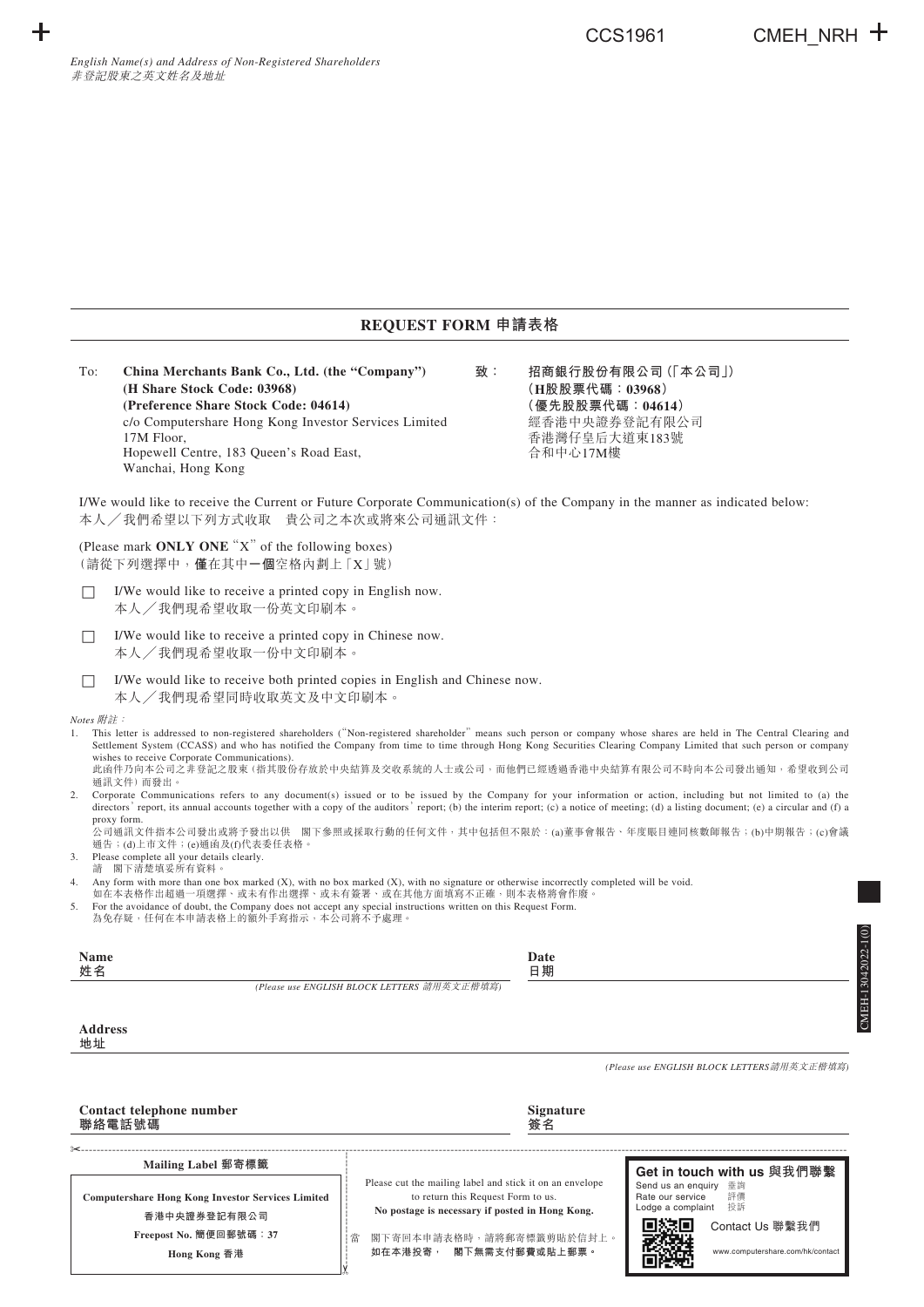*English Name(s) and Address of Non-Registered Shareholders*
*非登記股東之英文姓名及地址*

## REQUEST FORM 申請表格

To: **China Merchants Bank Co., Ltd. (the "Company")**
**(H Share Stock Code: 03968)**
**(Preference Share Stock Code: 04614)**
c/o Computershare Hong Kong Investor Services Limited
17M Floor,
Hopewell Centre, 183 Queen's Road East,
Wanchai, Hong Kong

致： **招商銀行股份有限公司（「本公司」）**
**（H股股票代碼：03968）**
**（優先股股票代碼：04614）**
經香港中央證券登記有限公司
香港灣仔皇后大道東183號
合和中心17M樓

I/We would like to receive the Current or Future Corporate Communication(s) of the Company in the manner as indicated below:
本人／我們希望以下列方式收取 貴公司之本次或將來公司通訊文件：

(Please mark **ONLY ONE** "X" of the following boxes)
（請從下列選擇中，**僅**在其中**一個**空格內劃上「X」號）

☐ I/We would like to receive a printed copy in English now.
本人／我們現希望收取一份英文印刷本。

☐ I/We would like to receive a printed copy in Chinese now.
本人／我們現希望收取一份中文印刷本。

☐ I/We would like to receive both printed copies in English and Chinese now.
本人／我們現希望同時收取英文及中文印刷本。

*Notes 附註：*

1. This letter is addressed to non-registered shareholders ("Non-registered shareholder" means such person or company whose shares are held in The Central Clearing and Settlement System (CCASS) and who has notified the Company from time to time through Hong Kong Securities Clearing Company Limited that such person or company wishes to receive Corporate Communications).
此函件乃向本公司之非登記之股東（指其股份存放於中央結算及交收系統的人士或公司，而他們已經透過香港中央結算有限公司不時向本公司發出通知，希望收到公司通訊文件）而發出。
2. Corporate Communications refers to any document(s) issued or to be issued by the Company for your information or action, including but not limited to (a) the directors' report, its annual accounts together with a copy of the auditors' report; (b) the interim report; (c) a notice of meeting; (d) a listing document; (e) a circular and (f) a proxy form.
公司通訊文件指本公司發出或將予發出以供 閣下參照或採取行動的任何文件，其中包括但不限於：(a)董事會報告、年度賬目連同核數師報告；(b)中期報告；(c)會議通告；(d)上市文件；(e)通函及(f)代表委任表格。
3. Please complete all your details clearly.
請 閣下清楚填妥所有資料。
4. Any form with more than one box marked (X), with no box marked (X), with no signature or otherwise incorrectly completed will be void.
如在本表格作出超過一項選擇、或未有作出選擇、或未有簽署、或在其他方面填寫不正確，則本表格將會作廢。
5. For the avoidance of doubt, the Company does not accept any special instructions written on this Request Form.
為免存疑，任何在本申請表格上的額外手寫指示，本公司將不予處理。

**Name 姓名** *(Please use ENGLISH BLOCK LETTERS 請用英文正楷填寫)*

**Date 日期**

**Address 地址** *(Please use ENGLISH BLOCK LETTERS 請用英文正楷填寫)*

**Contact telephone number 聯絡電話號碼**

**Signature 簽名**

**Mailing Label 郵寄標籤**

**Computershare Hong Kong Investor Services Limited**
**香港中央證券登記有限公司**
**Freepost No. 簡便回郵號碼：37**
**Hong Kong 香港**

Please cut the mailing label and stick it on an envelope to return this Request Form to us.
**No postage is necessary if posted in Hong Kong.**

當 閣下寄回本申請表格時，請將郵寄標籤剪貼於信封上。
**如在本港投寄， 閣下無需支付郵費或貼上郵票。**

**Get in touch with us 與我們聯繫**
Send us an enquiry 垂詢
Rate our service 評價
Lodge a complaint 投訴
Contact Us 聯繫我們
www.computershare.com/hk/contact

CMEH-13042022-1(0)